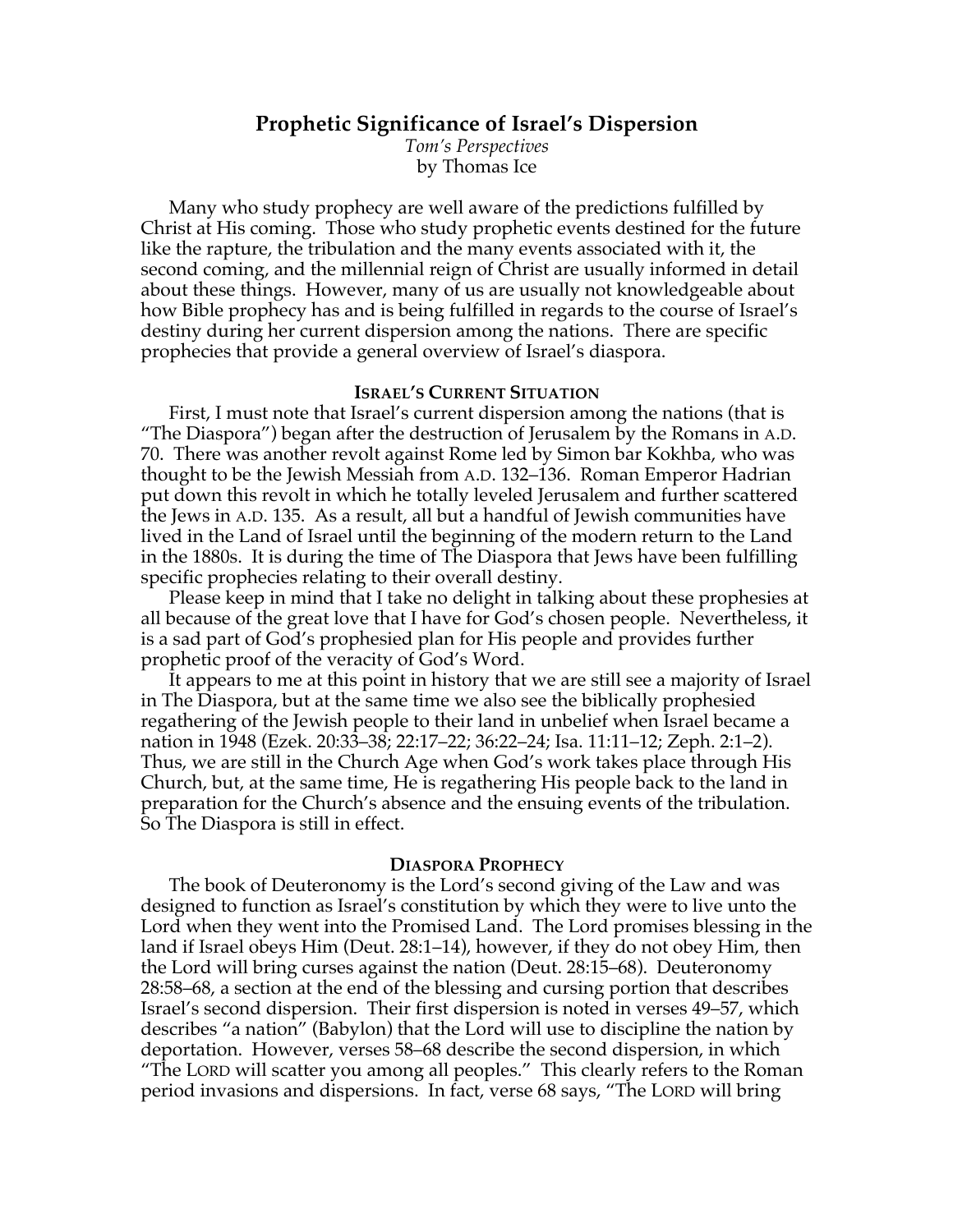# Prophetic Significance of Israel's Dispersion

*Tom's Perspectives*
by Thomas Ice

Many who study prophecy are well aware of the predictions fulfilled by Christ at His coming. Those who study prophetic events destined for the future like the rapture, the tribulation and the many events associated with it, the second coming, and the millennial reign of Christ are usually informed in detail about these things. However, many of us are usually not knowledgeable about how Bible prophecy has and is being fulfilled in regards to the course of Israel's destiny during her current dispersion among the nations. There are specific prophecies that provide a general overview of Israel's diaspora.

## ISRAEL'S CURRENT SITUATION

First, I must note that Israel's current dispersion among the nations (that is "The Diaspora") began after the destruction of Jerusalem by the Romans in A.D. 70. There was another revolt against Rome led by Simon bar Kokhba, who was thought to be the Jewish Messiah from A.D. 132–136. Roman Emperor Hadrian put down this revolt in which he totally leveled Jerusalem and further scattered the Jews in A.D. 135. As a result, all but a handful of Jewish communities have lived in the Land of Israel until the beginning of the modern return to the Land in the 1880s. It is during the time of The Diaspora that Jews have been fulfilling specific prophecies relating to their overall destiny.

Please keep in mind that I take no delight in talking about these prophesies at all because of the great love that I have for God's chosen people. Nevertheless, it is a sad part of God's prophesied plan for His people and provides further prophetic proof of the veracity of God's Word.

It appears to me at this point in history that we are still see a majority of Israel in The Diaspora, but at the same time we also see the biblically prophesied regathering of the Jewish people to their land in unbelief when Israel became a nation in 1948 (Ezek. 20:33–38; 22:17–22; 36:22–24; Isa. 11:11–12; Zeph. 2:1–2). Thus, we are still in the Church Age when God's work takes place through His Church, but, at the same time, He is regathering His people back to the land in preparation for the Church's absence and the ensuing events of the tribulation. So The Diaspora is still in effect.

## DIASPORA PROPHECY

The book of Deuteronomy is the Lord's second giving of the Law and was designed to function as Israel's constitution by which they were to live unto the Lord when they went into the Promised Land. The Lord promises blessing in the land if Israel obeys Him (Deut. 28:1–14), however, if they do not obey Him, then the Lord will bring curses against the nation (Deut. 28:15–68). Deuteronomy 28:58–68, a section at the end of the blessing and cursing portion that describes Israel's second dispersion. Their first dispersion is noted in verses 49–57, which describes "a nation" (Babylon) that the Lord will use to discipline the nation by deportation. However, verses 58–68 describe the second dispersion, in which "The LORD will scatter you among all peoples." This clearly refers to the Roman period invasions and dispersions. In fact, verse 68 says, "The LORD will bring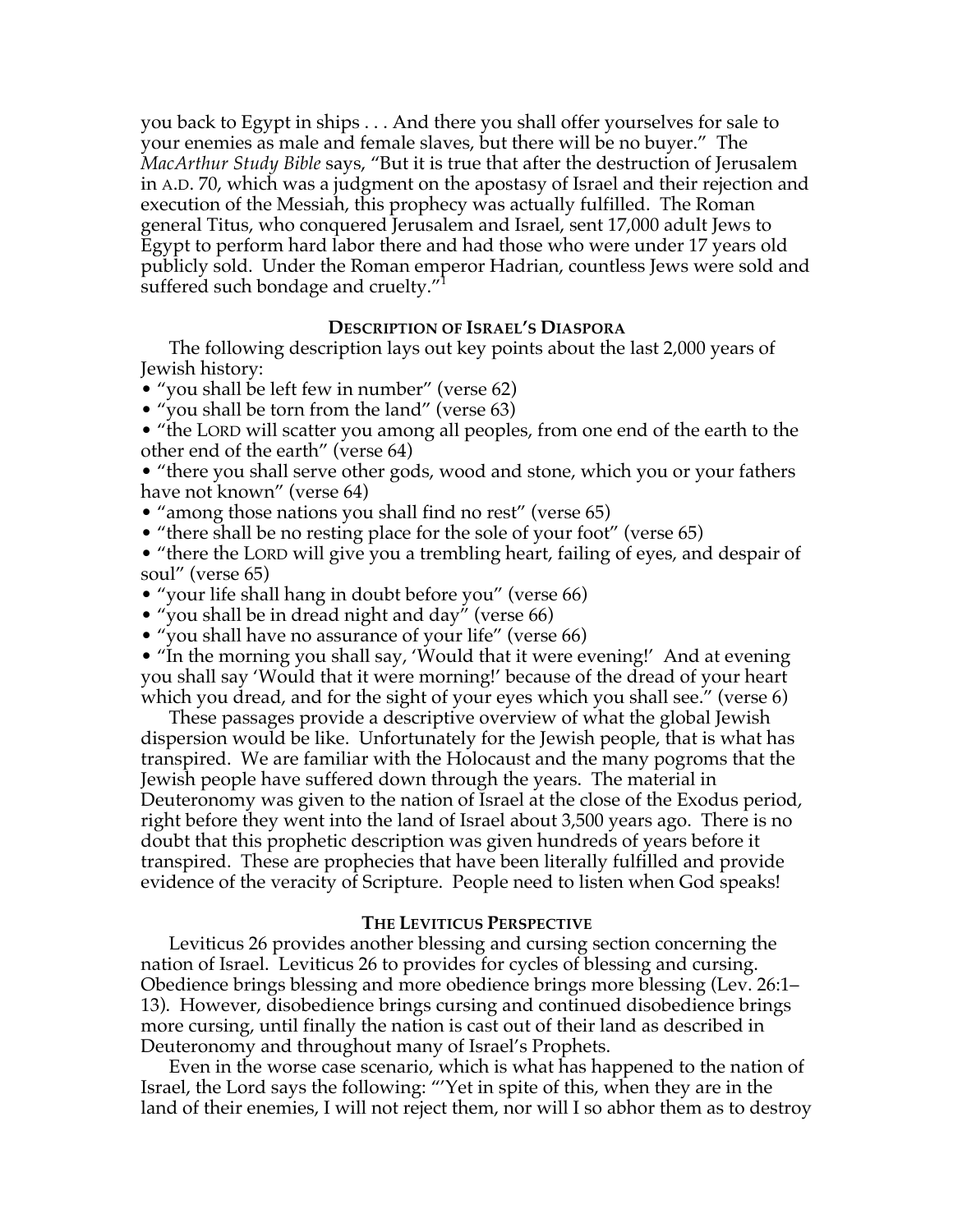you back to Egypt in ships . . . And there you shall offer yourselves for sale to your enemies as male and female slaves, but there will be no buyer." The *MacArthur Study Bible* says, "But it is true that after the destruction of Jerusalem in A.D. 70, which was a judgment on the apostasy of Israel and their rejection and execution of the Messiah, this prophecy was actually fulfilled. The Roman general Titus, who conquered Jerusalem and Israel, sent 17,000 adult Jews to Egypt to perform hard labor there and had those who were under 17 years old publicly sold. Under the Roman emperor Hadrian, countless Jews were sold and suffered such bondage and cruelty."[1]

## DESCRIPTION OF ISRAEL'S DIASPORA

The following description lays out key points about the last 2,000 years of Jewish history:

- "you shall be left few in number" (verse 62)
- "you shall be torn from the land" (verse 63)
- "the LORD will scatter you among all peoples, from one end of the earth to the other end of the earth" (verse 64)
- "there you shall serve other gods, wood and stone, which you or your fathers have not known" (verse 64)
- "among those nations you shall find no rest" (verse 65)
- "there shall be no resting place for the sole of your foot" (verse 65)
- "there the LORD will give you a trembling heart, failing of eyes, and despair of soul" (verse 65)
- "your life shall hang in doubt before you" (verse 66)
- "you shall be in dread night and day" (verse 66)
- "you shall have no assurance of your life" (verse 66)
- "In the morning you shall say, 'Would that it were evening!' And at evening you shall say 'Would that it were morning!' because of the dread of your heart which you dread, and for the sight of your eyes which you shall see." (verse 6)

These passages provide a descriptive overview of what the global Jewish dispersion would be like. Unfortunately for the Jewish people, that is what has transpired. We are familiar with the Holocaust and the many pogroms that the Jewish people have suffered down through the years. The material in Deuteronomy was given to the nation of Israel at the close of the Exodus period, right before they went into the land of Israel about 3,500 years ago. There is no doubt that this prophetic description was given hundreds of years before it transpired. These are prophecies that have been literally fulfilled and provide evidence of the veracity of Scripture. People need to listen when God speaks!

## THE LEVITICUS PERSPECTIVE

Leviticus 26 provides another blessing and cursing section concerning the nation of Israel. Leviticus 26 to provides for cycles of blessing and cursing. Obedience brings blessing and more obedience brings more blessing (Lev. 26:1–13). However, disobedience brings cursing and continued disobedience brings more cursing, until finally the nation is cast out of their land as described in Deuteronomy and throughout many of Israel's Prophets.

Even in the worse case scenario, which is what has happened to the nation of Israel, the Lord says the following: "'Yet in spite of this, when they are in the land of their enemies, I will not reject them, nor will I so abhor them as to destroy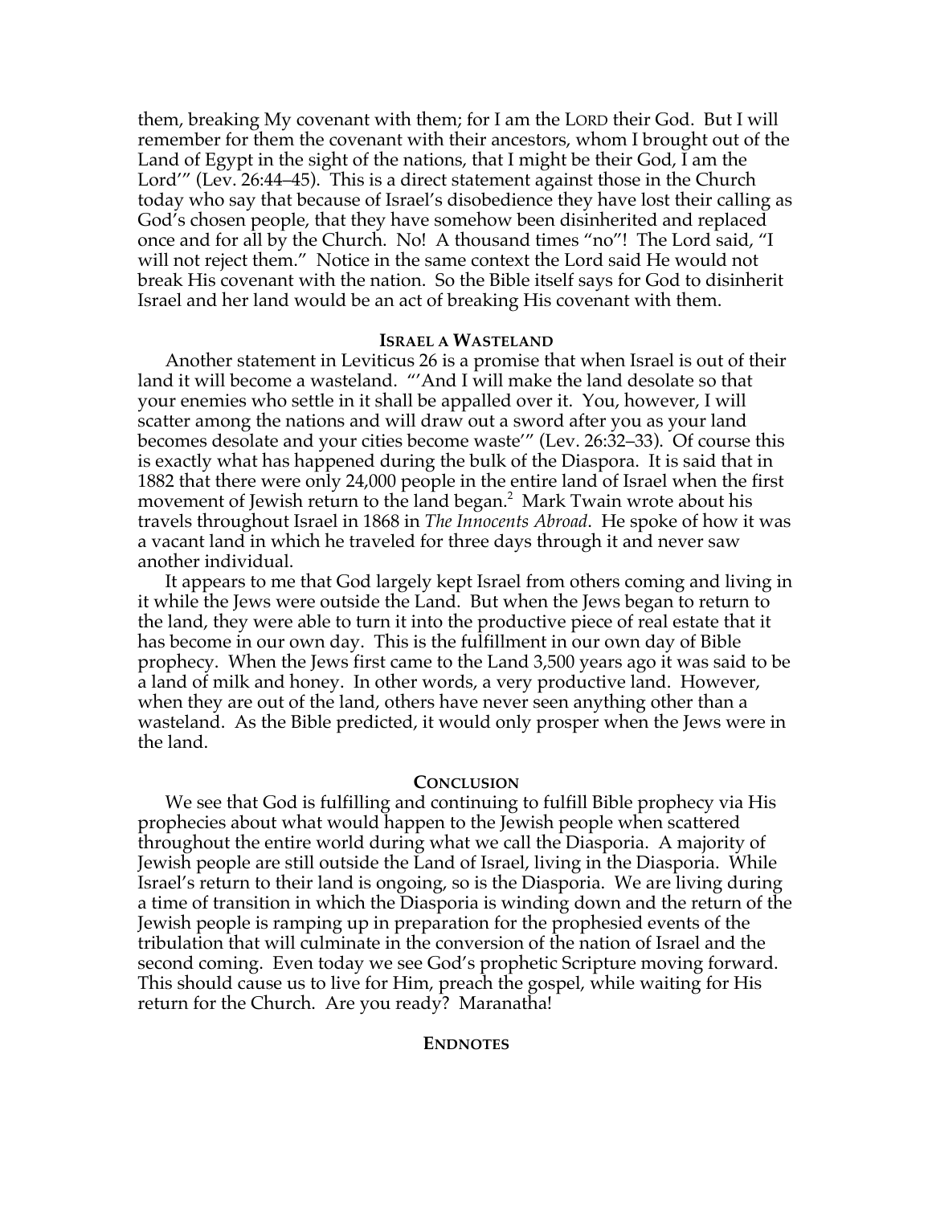them, breaking My covenant with them; for I am the LORD their God. But I will remember for them the covenant with their ancestors, whom I brought out of the Land of Egypt in the sight of the nations, that I might be their God, I am the Lord'" (Lev. 26:44–45). This is a direct statement against those in the Church today who say that because of Israel's disobedience they have lost their calling as God's chosen people, that they have somehow been disinherited and replaced once and for all by the Church. No! A thousand times "no"! The Lord said, "I will not reject them." Notice in the same context the Lord said He would not break His covenant with the nation. So the Bible itself says for God to disinherit Israel and her land would be an act of breaking His covenant with them.

### ISRAEL A WASTELAND

Another statement in Leviticus 26 is a promise that when Israel is out of their land it will become a wasteland. "'And I will make the land desolate so that your enemies who settle in it shall be appalled over it. You, however, I will scatter among the nations and will draw out a sword after you as your land becomes desolate and your cities become waste'" (Lev. 26:32–33). Of course this is exactly what has happened during the bulk of the Diaspora. It is said that in 1882 that there were only 24,000 people in the entire land of Israel when the first movement of Jewish return to the land began.[2] Mark Twain wrote about his travels throughout Israel in 1868 in *The Innocents Abroad*. He spoke of how it was a vacant land in which he traveled for three days through it and never saw another individual.

It appears to me that God largely kept Israel from others coming and living in it while the Jews were outside the Land. But when the Jews began to return to the land, they were able to turn it into the productive piece of real estate that it has become in our own day. This is the fulfillment in our own day of Bible prophecy. When the Jews first came to the Land 3,500 years ago it was said to be a land of milk and honey. In other words, a very productive land. However, when they are out of the land, others have never seen anything other than a wasteland. As the Bible predicted, it would only prosper when the Jews were in the land.

### CONCLUSION

We see that God is fulfilling and continuing to fulfill Bible prophecy via His prophecies about what would happen to the Jewish people when scattered throughout the entire world during what we call the Diasporia. A majority of Jewish people are still outside the Land of Israel, living in the Diasporia. While Israel's return to their land is ongoing, so is the Diasporia. We are living during a time of transition in which the Diasporia is winding down and the return of the Jewish people is ramping up in preparation for the prophesied events of the tribulation that will culminate in the conversion of the nation of Israel and the second coming. Even today we see God's prophetic Scripture moving forward. This should cause us to live for Him, preach the gospel, while waiting for His return for the Church. Are you ready? Maranatha!

### ENDNOTES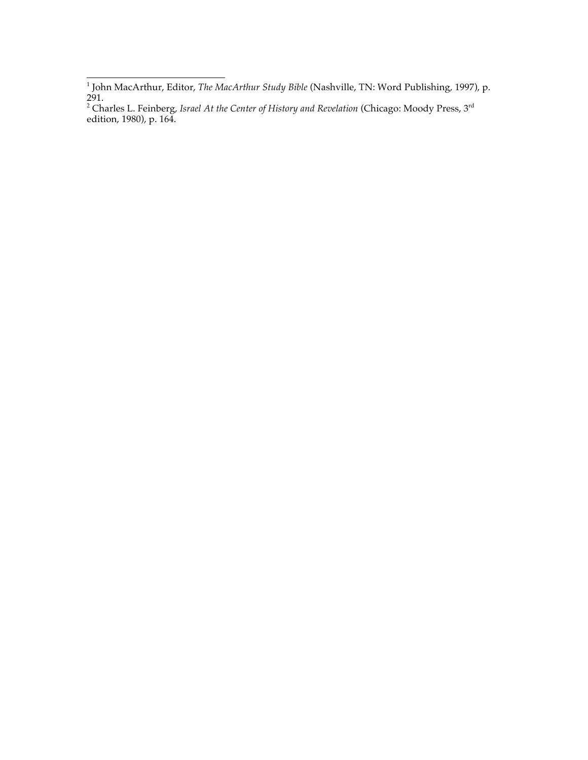---

[1] John MacArthur, Editor, *The MacArthur Study Bible* (Nashville, TN: Word Publishing, 1997), p. 291.

[2] Charles L. Feinberg, *Israel At the Center of History and Revelation* (Chicago: Moody Press, 3rd edition, 1980), p. 164.